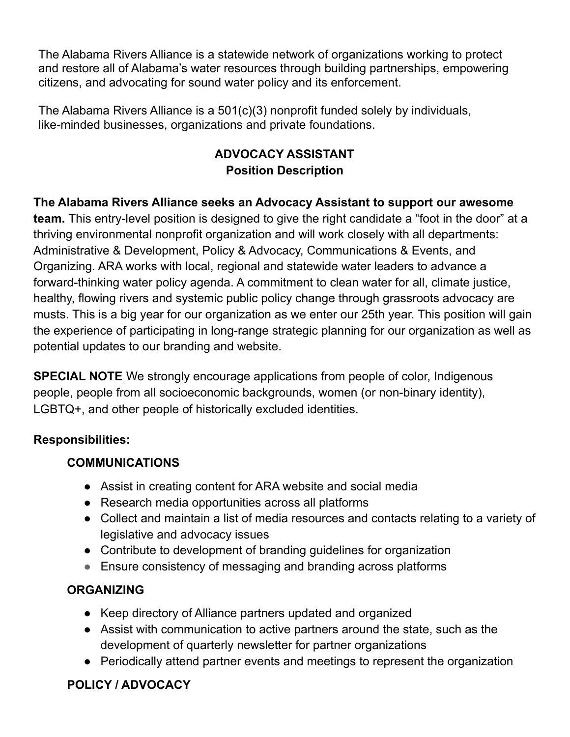The Alabama Rivers Alliance is a statewide network of organizations working to protect and restore all of Alabama's water resources through building partnerships, empowering citizens, and advocating for sound water policy and its enforcement.

The Alabama Rivers Alliance is a 501(c)(3) nonprofit funded solely by individuals, like-minded businesses, organizations and private foundations.

## ADVOCACY ASSISTANT
## Position Description

**The Alabama Rivers Alliance seeks an Advocacy Assistant to support our awesome team.** This entry-level position is designed to give the right candidate a "foot in the door" at a thriving environmental nonprofit organization and will work closely with all departments: Administrative & Development, Policy & Advocacy, Communications & Events, and Organizing. ARA works with local, regional and statewide water leaders to advance a forward-thinking water policy agenda. A commitment to clean water for all, climate justice, healthy, flowing rivers and systemic public policy change through grassroots advocacy are musts. This is a big year for our organization as we enter our 25th year. This position will gain the experience of participating in long-range strategic planning for our organization as well as potential updates to our branding and website.

**<u>SPECIAL NOTE</u>** We strongly encourage applications from people of color, Indigenous people, people from all socioeconomic backgrounds, women (or non-binary identity), LGBTQ+, and other people of historically excluded identities.

**Responsibilities:**

**COMMUNICATIONS**

- Assist in creating content for ARA website and social media
- Research media opportunities across all platforms
- Collect and maintain a list of media resources and contacts relating to a variety of legislative and advocacy issues
- Contribute to development of branding guidelines for organization
- Ensure consistency of messaging and branding across platforms

**ORGANIZING**

- Keep directory of Alliance partners updated and organized
- Assist with communication to active partners around the state, such as the development of quarterly newsletter for partner organizations
- Periodically attend partner events and meetings to represent the organization

**POLICY / ADVOCACY**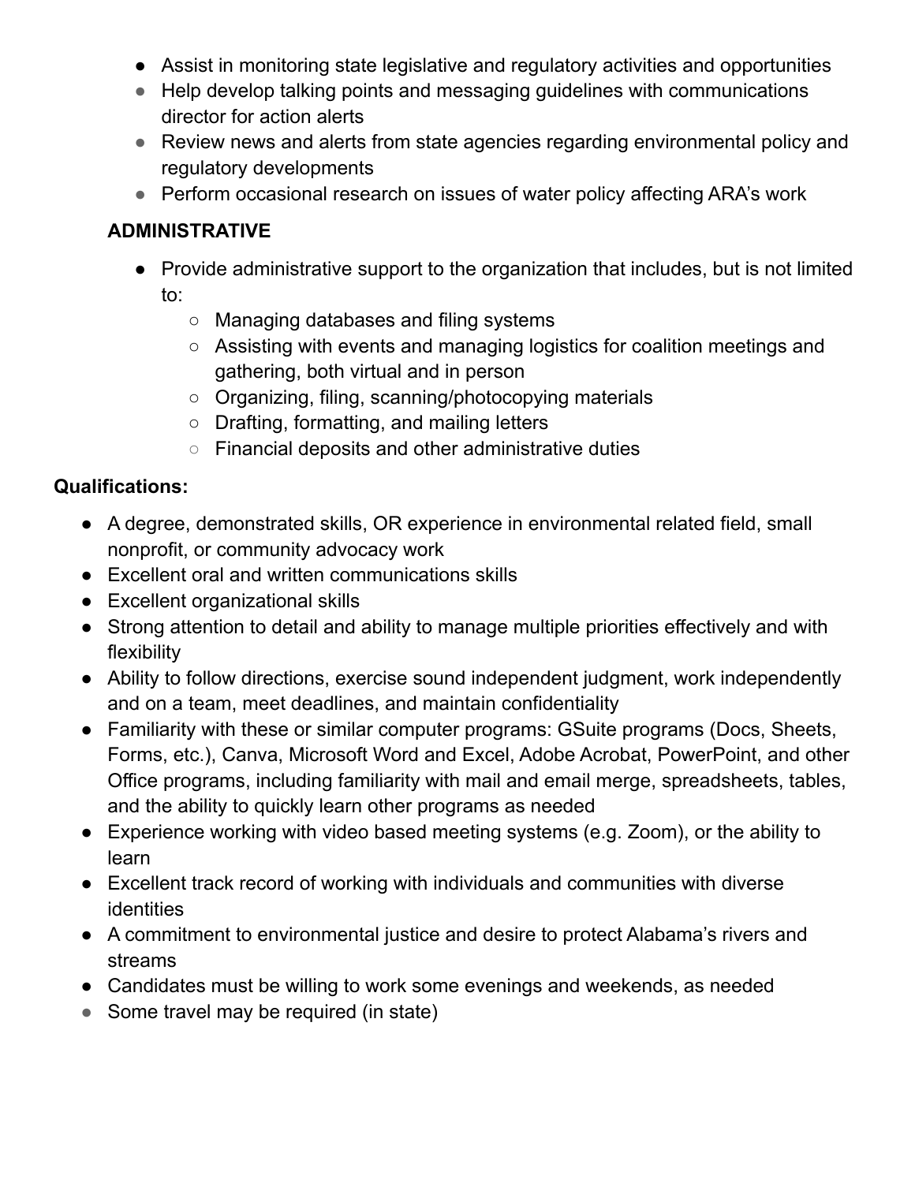- Assist in monitoring state legislative and regulatory activities and opportunities
- Help develop talking points and messaging guidelines with communications director for action alerts
- Review news and alerts from state agencies regarding environmental policy and regulatory developments
- Perform occasional research on issues of water policy affecting ARA's work

**ADMINISTRATIVE**

- Provide administrative support to the organization that includes, but is not limited to:
  - Managing databases and filing systems
  - Assisting with events and managing logistics for coalition meetings and gathering, both virtual and in person
  - Organizing, filing, scanning/photocopying materials
  - Drafting, formatting, and mailing letters
  - Financial deposits and other administrative duties

**Qualifications:**

- A degree, demonstrated skills, OR experience in environmental related field, small nonprofit, or community advocacy work
- Excellent oral and written communications skills
- Excellent organizational skills
- Strong attention to detail and ability to manage multiple priorities effectively and with flexibility
- Ability to follow directions, exercise sound independent judgment, work independently and on a team, meet deadlines, and maintain confidentiality
- Familiarity with these or similar computer programs: GSuite programs (Docs, Sheets, Forms, etc.), Canva, Microsoft Word and Excel, Adobe Acrobat, PowerPoint, and other Office programs, including familiarity with mail and email merge, spreadsheets, tables, and the ability to quickly learn other programs as needed
- Experience working with video based meeting systems (e.g. Zoom), or the ability to learn
- Excellent track record of working with individuals and communities with diverse identities
- A commitment to environmental justice and desire to protect Alabama's rivers and streams
- Candidates must be willing to work some evenings and weekends, as needed
- Some travel may be required (in state)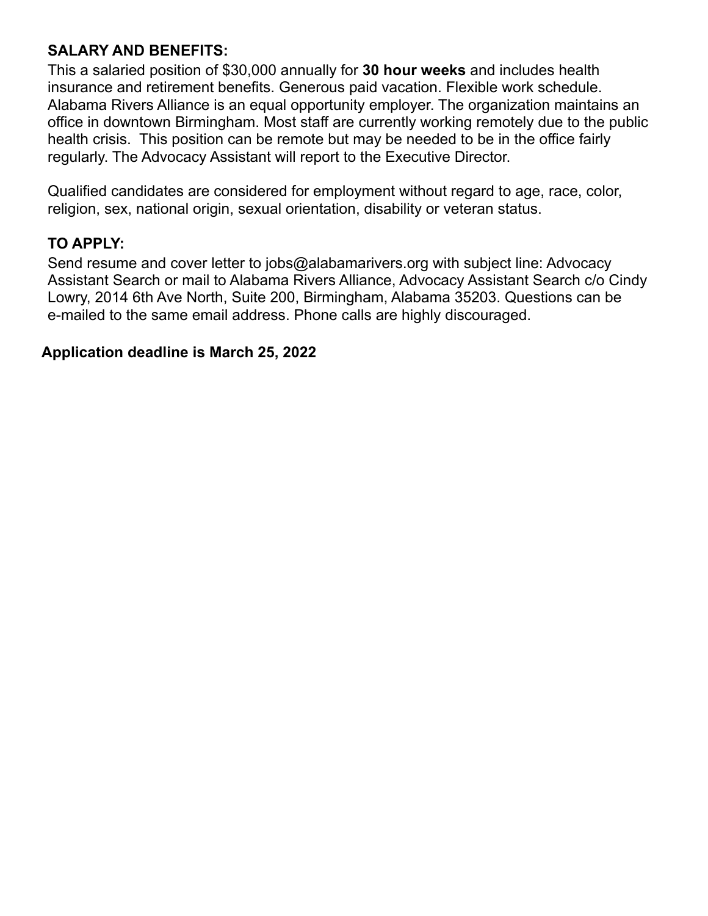**SALARY AND BENEFITS:**

This a salaried position of $30,000 annually for **30 hour weeks** and includes health insurance and retirement benefits. Generous paid vacation. Flexible work schedule. Alabama Rivers Alliance is an equal opportunity employer. The organization maintains an office in downtown Birmingham. Most staff are currently working remotely due to the public health crisis. This position can be remote but may be needed to be in the office fairly regularly. The Advocacy Assistant will report to the Executive Director.

Qualified candidates are considered for employment without regard to age, race, color, religion, sex, national origin, sexual orientation, disability or veteran status.

**TO APPLY:**

Send resume and cover letter to jobs@alabamarivers.org with subject line: Advocacy Assistant Search or mail to Alabama Rivers Alliance, Advocacy Assistant Search c/o Cindy Lowry, 2014 6th Ave North, Suite 200, Birmingham, Alabama 35203. Questions can be e-mailed to the same email address. Phone calls are highly discouraged.

**Application deadline is March 25, 2022**